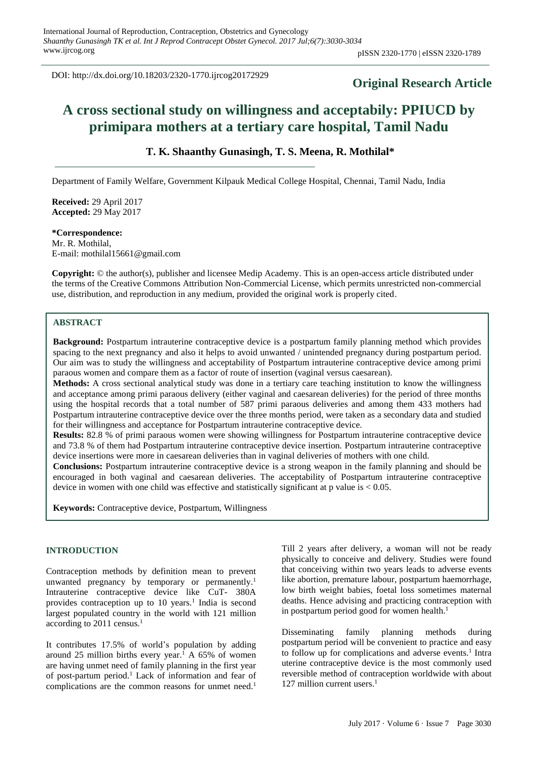DOI: http://dx.doi.org/10.18203/2320-1770.ijrcog20172929

**Original Research Article**

# A cross sectional study on willingness and acceptabily: PPIUCD by primipara mothers at a tertiary care hospital, Tamil Nadu

**T. K. Shaanthy Gunasingh, T. S. Meena, R. Mothilal***

Department of Family Welfare, Government Kilpauk Medical College Hospital, Chennai, Tamil Nadu, India

**Received:** 29 April 2017
**Accepted:** 29 May 2017

**\*Correspondence:**
Mr. R. Mothilal,
E-mail: mothilal15661@gmail.com

**Copyright:** © the author(s), publisher and licensee Medip Academy. This is an open-access article distributed under the terms of the Creative Commons Attribution Non-Commercial License, which permits unrestricted non-commercial use, distribution, and reproduction in any medium, provided the original work is properly cited.

## ABSTRACT

**Background:** Postpartum intrauterine contraceptive device is a postpartum family planning method which provides spacing to the next pregnancy and also it helps to avoid unwanted / unintended pregnancy during postpartum period. Our aim was to study the willingness and acceptability of Postpartum intrauterine contraceptive device among primi paraous women and compare them as a factor of route of insertion (vaginal versus caesarean).

**Methods:** A cross sectional analytical study was done in a tertiary care teaching institution to know the willingness and acceptance among primi paraous delivery (either vaginal and caesarean deliveries) for the period of three months using the hospital records that a total number of 587 primi paraous deliveries and among them 433 mothers had Postpartum intrauterine contraceptive device over the three months period, were taken as a secondary data and studied for their willingness and acceptance for Postpartum intrauterine contraceptive device.

**Results:** 82.8 % of primi paraous women were showing willingness for Postpartum intrauterine contraceptive device and 73.8 % of them had Postpartum intrauterine contraceptive device insertion. Postpartum intrauterine contraceptive device insertions were more in caesarean deliveries than in vaginal deliveries of mothers with one child.

**Conclusions:** Postpartum intrauterine contraceptive device is a strong weapon in the family planning and should be encouraged in both vaginal and caesarean deliveries. The acceptability of Postpartum intrauterine contraceptive device in women with one child was effective and statistically significant at p value is < 0.05.

**Keywords:** Contraceptive device, Postpartum, Willingness

## INTRODUCTION

Contraception methods by definition mean to prevent unwanted pregnancy by temporary or permanently.[1] Intrauterine contraceptive device like CuT- 380A provides contraception up to 10 years.[1] India is second largest populated country in the world with 121 million according to 2011 census.[1]

It contributes 17.5% of world's population by adding around 25 million births every year.[1] A 65% of women are having unmet need of family planning in the first year of post-partum period.[1] Lack of information and fear of complications are the common reasons for unmet need.[1]

Till 2 years after delivery, a woman will not be ready physically to conceive and delivery. Studies were found that conceiving within two years leads to adverse events like abortion, premature labour, postpartum haemorrhage, low birth weight babies, foetal loss sometimes maternal deaths. Hence advising and practicing contraception with in postpartum period good for women health.[1]

Disseminating family planning methods during postpartum period will be convenient to practice and easy to follow up for complications and adverse events.[1] Intra uterine contraceptive device is the most commonly used reversible method of contraception worldwide with about 127 million current users.[1]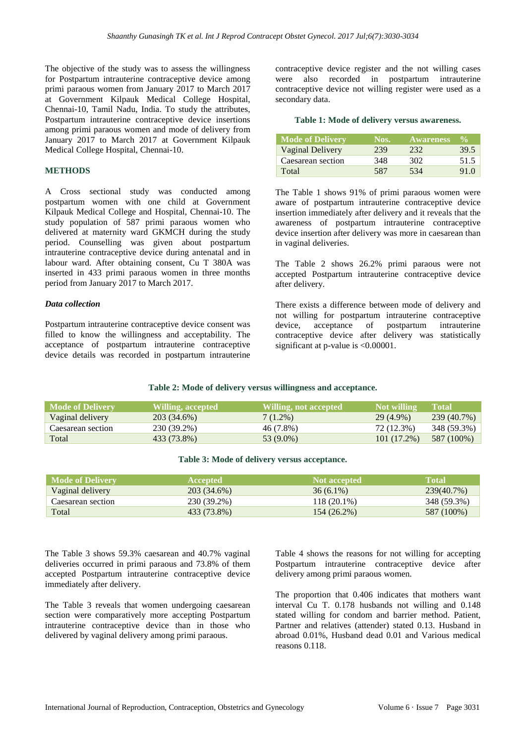The objective of the study was to assess the willingness for Postpartum intrauterine contraceptive device among primi paraous women from January 2017 to March 2017 at Government Kilpauk Medical College Hospital, Chennai-10, Tamil Nadu, India. To study the attributes, Postpartum intrauterine contraceptive device insertions among primi paraous women and mode of delivery from January 2017 to March 2017 at Government Kilpauk Medical College Hospital, Chennai-10.

## METHODS

A Cross sectional study was conducted among postpartum women with one child at Government Kilpauk Medical College and Hospital, Chennai-10. The study population of 587 primi paraous women who delivered at maternity ward GKMCH during the study period. Counselling was given about postpartum intrauterine contraceptive device during antenatal and in labour ward. After obtaining consent, Cu T 380A was inserted in 433 primi paraous women in three months period from January 2017 to March 2017.

### *Data collection*

Postpartum intrauterine contraceptive device consent was filled to know the willingness and acceptability. The acceptance of postpartum intrauterine contraceptive device details was recorded in postpartum intrauterine contraceptive device register and the not willing cases were also recorded in postpartum intrauterine contraceptive device not willing register were used as a secondary data.

**Table 1: Mode of delivery versus awareness.**

| Mode of Delivery | Nos. | Awareness | % |
|---|---|---|---|
| Vaginal Delivery | 239 | 232 | 39.5 |
| Caesarean section | 348 | 302 | 51.5 |
| Total | 587 | 534 | 91.0 |

The Table 1 shows 91% of primi paraous women were aware of postpartum intrauterine contraceptive device insertion immediately after delivery and it reveals that the awareness of postpartum intrauterine contraceptive device insertion after delivery was more in caesarean than in vaginal deliveries.

The Table 2 shows 26.2% primi paraous were not accepted Postpartum intrauterine contraceptive device after delivery.

There exists a difference between mode of delivery and not willing for postpartum intrauterine contraceptive device, acceptance of postpartum intrauterine contraceptive device after delivery was statistically significant at p-value is <0.00001.

**Table 2: Mode of delivery versus willingness and acceptance.**

| Mode of Delivery | Willing, accepted | Willing, not accepted | Not willing | Total |
|---|---|---|---|---|
| Vaginal delivery | 203 (34.6%) | 7 (1.2%) | 29 (4.9%) | 239 (40.7%) |
| Caesarean section | 230 (39.2%) | 46 (7.8%) | 72 (12.3%) | 348 (59.3%) |
| Total | 433 (73.8%) | 53 (9.0%) | 101 (17.2%) | 587 (100%) |

**Table 3: Mode of delivery versus acceptance.**

| Mode of Delivery | Accepted | Not accepted | Total |
|---|---|---|---|
| Vaginal delivery | 203 (34.6%) | 36 (6.1%) | 239(40.7%) |
| Caesarean section | 230 (39.2%) | 118 (20.1%) | 348 (59.3%) |
| Total | 433 (73.8%) | 154 (26.2%) | 587 (100%) |

The Table 3 shows 59.3% caesarean and 40.7% vaginal deliveries occurred in primi paraous and 73.8% of them accepted Postpartum intrauterine contraceptive device immediately after delivery.

The Table 3 reveals that women undergoing caesarean section were comparatively more accepting Postpartum intrauterine contraceptive device than in those who delivered by vaginal delivery among primi paraous.

Table 4 shows the reasons for not willing for accepting Postpartum intrauterine contraceptive device after delivery among primi paraous women.

The proportion that 0.406 indicates that mothers want interval Cu T. 0.178 husbands not willing and 0.148 stated willing for condom and barrier method. Patient, Partner and relatives (attender) stated 0.13. Husband in abroad 0.01%, Husband dead 0.01 and Various medical reasons 0.118.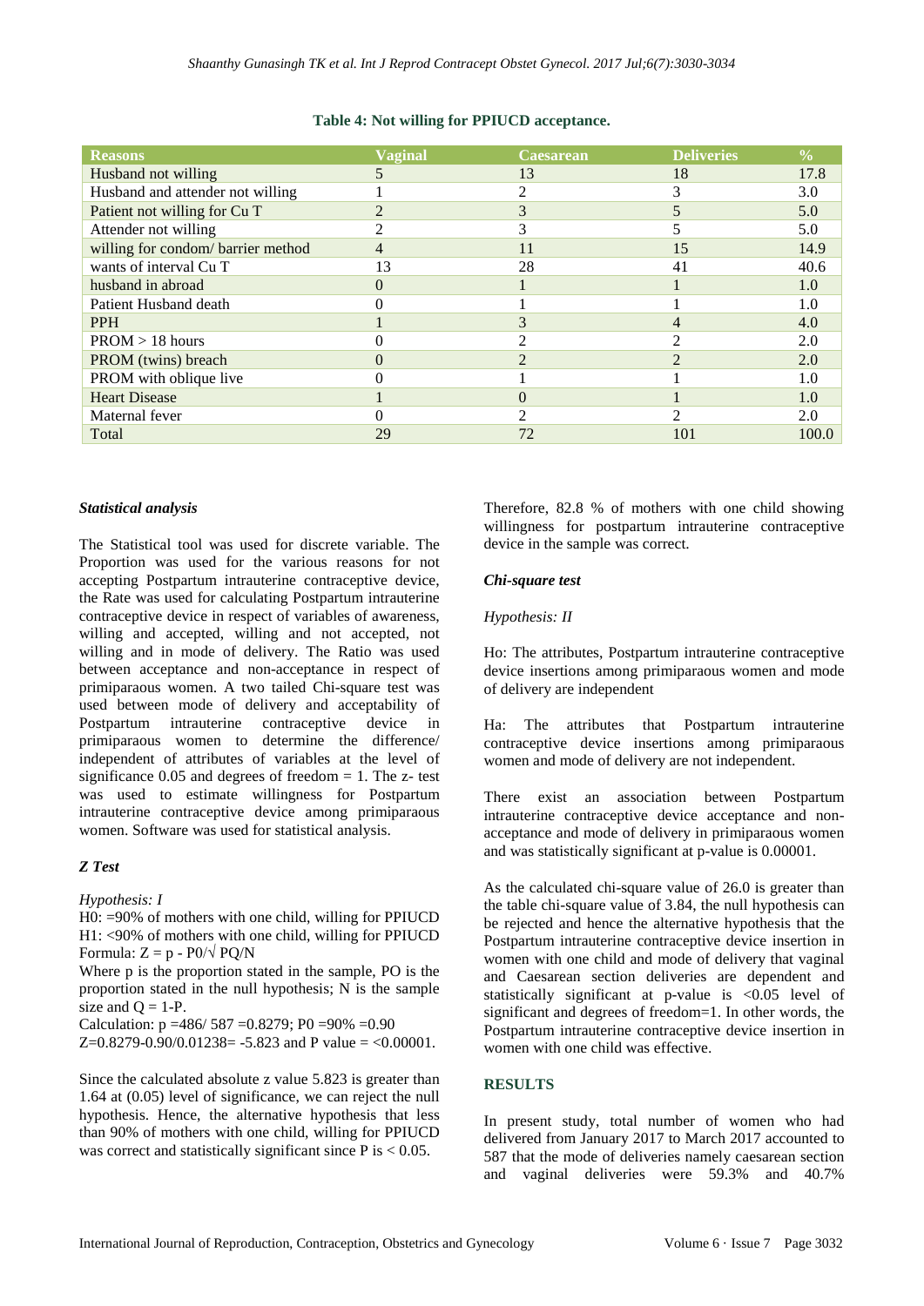**Table 4: Not willing for PPIUCD acceptance.**

| Reasons | Vaginal | Caesarean | Deliveries | % |
|---|---|---|---|---|
| Husband not willing | 5 | 13 | 18 | 17.8 |
| Husband and attender not willing | 1 | 2 | 3 | 3.0 |
| Patient not willing for Cu T | 2 | 3 | 5 | 5.0 |
| Attender not willing | 2 | 3 | 5 | 5.0 |
| willing for condom/ barrier method | 4 | 11 | 15 | 14.9 |
| wants of interval Cu T | 13 | 28 | 41 | 40.6 |
| husband in abroad | 0 | 1 | 1 | 1.0 |
| Patient Husband death | 0 | 1 | 1 | 1.0 |
| PPH | 1 | 3 | 4 | 4.0 |
| PROM > 18 hours | 0 | 2 | 2 | 2.0 |
| PROM (twins) breach | 0 | 2 | 2 | 2.0 |
| PROM with oblique live | 0 | 1 | 1 | 1.0 |
| Heart Disease | 1 | 0 | 1 | 1.0 |
| Maternal fever | 0 | 2 | 2 | 2.0 |
| Total | 29 | 72 | 101 | 100.0 |

### *Statistical analysis*

The Statistical tool was used for discrete variable. The Proportion was used for the various reasons for not accepting Postpartum intrauterine contraceptive device, the Rate was used for calculating Postpartum intrauterine contraceptive device in respect of variables of awareness, willing and accepted, willing and not accepted, not willing and in mode of delivery. The Ratio was used between acceptance and non-acceptance in respect of primiparaous women. A two tailed Chi-square test was used between mode of delivery and acceptability of Postpartum intrauterine contraceptive device in primiparaous women to determine the difference/ independent of attributes of variables at the level of significance 0.05 and degrees of freedom = 1. The z- test was used to estimate willingness for Postpartum intrauterine contraceptive device among primiparaous women. Software was used for statistical analysis.

### *Z Test*

*Hypothesis: I*

H0: =90% of mothers with one child, willing for PPIUCD
H1: <90% of mothers with one child, willing for PPIUCD
Formula: $Z = p - P0/\sqrt{PQ/N}$
Where p is the proportion stated in the sample, PO is the proportion stated in the null hypothesis; N is the sample size and Q = 1-P.
Calculation: p =486/ 587 =0.8279; P0 =90% =0.90
Z=0.8279-0.90/0.01238= -5.823 and P value = <0.00001.

Since the calculated absolute z value 5.823 is greater than 1.64 at (0.05) level of significance, we can reject the null hypothesis. Hence, the alternative hypothesis that less than 90% of mothers with one child, willing for PPIUCD was correct and statistically significant since P is < 0.05.

Therefore, 82.8 % of mothers with one child showing willingness for postpartum intrauterine contraceptive device in the sample was correct.

### *Chi-square test*

*Hypothesis: II*

Ho: The attributes, Postpartum intrauterine contraceptive device insertions among primiparaous women and mode of delivery are independent

Ha: The attributes that Postpartum intrauterine contraceptive device insertions among primiparaous women and mode of delivery are not independent.

There exist an association between Postpartum intrauterine contraceptive device acceptance and non-acceptance and mode of delivery in primiparaous women and was statistically significant at p-value is 0.00001.

As the calculated chi-square value of 26.0 is greater than the table chi-square value of 3.84, the null hypothesis can be rejected and hence the alternative hypothesis that the Postpartum intrauterine contraceptive device insertion in women with one child and mode of delivery that vaginal and Caesarean section deliveries are dependent and statistically significant at p-value is <0.05 level of significant and degrees of freedom=1. In other words, the Postpartum intrauterine contraceptive device insertion in women with one child was effective.

## RESULTS

In present study, total number of women who had delivered from January 2017 to March 2017 accounted to 587 that the mode of deliveries namely caesarean section and vaginal deliveries were 59.3% and 40.7%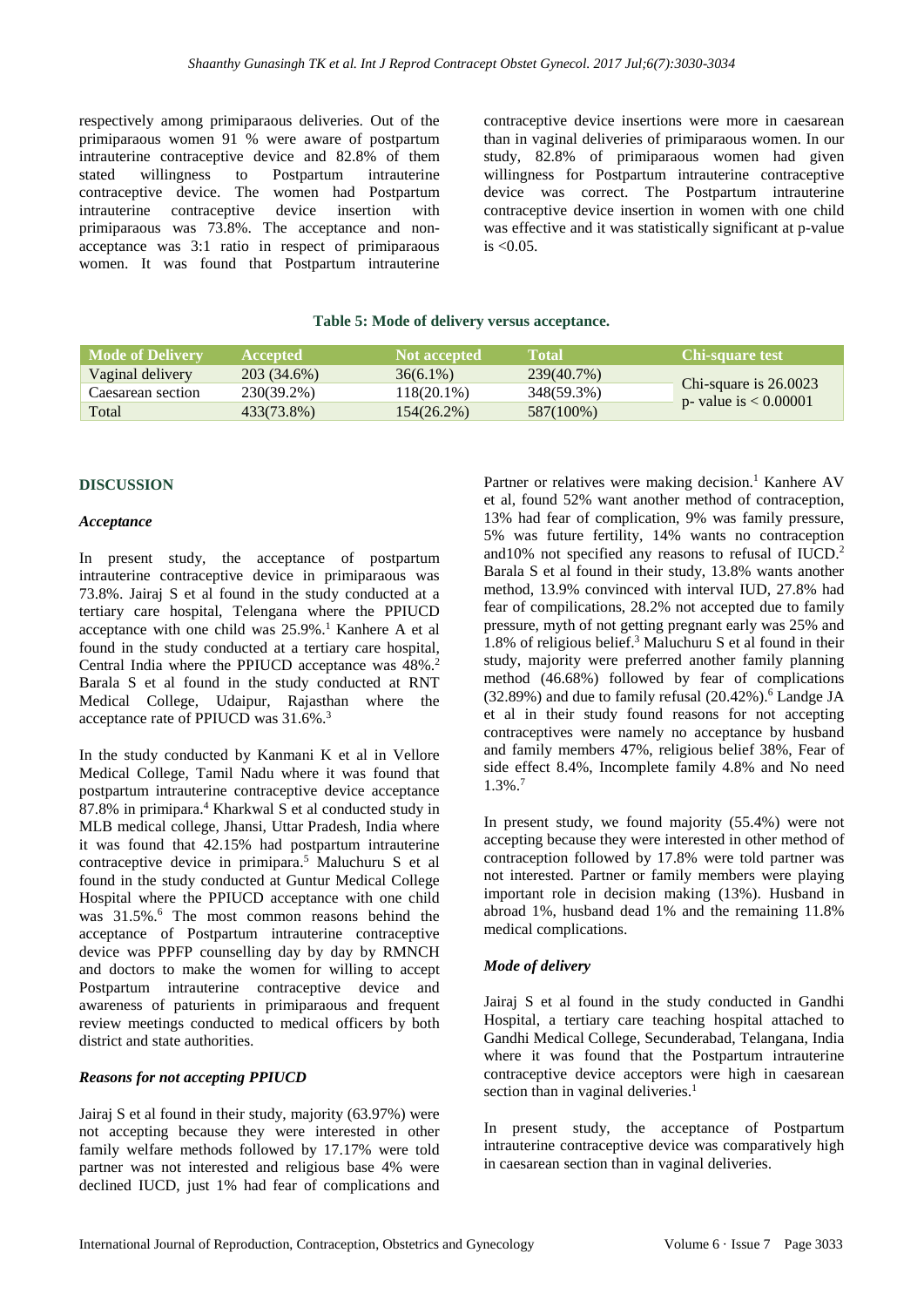respectively among primiparaous deliveries. Out of the primiparaous women 91 % were aware of postpartum intrauterine contraceptive device and 82.8% of them stated willingness to Postpartum intrauterine contraceptive device. The women had Postpartum intrauterine contraceptive device insertion with primiparaous was 73.8%. The acceptance and non-acceptance was 3:1 ratio in respect of primiparaous women. It was found that Postpartum intrauterine contraceptive device insertions were more in caesarean than in vaginal deliveries of primiparaous women. In our study, 82.8% of primiparaous women had given willingness for Postpartum intrauterine contraceptive device was correct. The Postpartum intrauterine contraceptive device insertion in women with one child was effective and it was statistically significant at p-value is <0.05.

**Table 5: Mode of delivery versus acceptance.**

| Mode of Delivery | Accepted | Not accepted | Total | Chi-square test |
|---|---|---|---|---|
| Vaginal delivery | 203 (34.6%) | 36(6.1%) | 239(40.7%) | Chi-square is 26.0023 p- value is < 0.00001 |
| Caesarean section | 230(39.2%) | 118(20.1%) | 348(59.3%) | |
| Total | 433(73.8%) | 154(26.2%) | 587(100%) | |

## DISCUSSION

### *Acceptance*

In present study, the acceptance of postpartum intrauterine contraceptive device in primiparaous was 73.8%. Jairaj S et al found in the study conducted at a tertiary care hospital, Telengana where the PPIUCD acceptance with one child was 25.9%.[1] Kanhere A et al found in the study conducted at a tertiary care hospital, Central India where the PPIUCD acceptance was 48%.[2] Barala S et al found in the study conducted at RNT Medical College, Udaipur, Rajasthan where the acceptance rate of PPIUCD was 31.6%.[3]

In the study conducted by Kanmani K et al in Vellore Medical College, Tamil Nadu where it was found that postpartum intrauterine contraceptive device acceptance 87.8% in primipara.[4] Kharkwal S et al conducted study in MLB medical college, Jhansi, Uttar Pradesh, India where it was found that 42.15% had postpartum intrauterine contraceptive device in primipara.[5] Maluchuru S et al found in the study conducted at Guntur Medical College Hospital where the PPIUCD acceptance with one child was 31.5%.[6] The most common reasons behind the acceptance of Postpartum intrauterine contraceptive device was PPFP counselling day by day by RMNCH and doctors to make the women for willing to accept Postpartum intrauterine contraceptive device and awareness of paturients in primiparaous and frequent review meetings conducted to medical officers by both district and state authorities.

### *Reasons for not accepting PPIUCD*

Jairaj S et al found in their study, majority (63.97%) were not accepting because they were interested in other family welfare methods followed by 17.17% were told partner was not interested and religious base 4% were declined IUCD, just 1% had fear of complications and Partner or relatives were making decision.[1] Kanhere AV et al, found 52% want another method of contraception, 13% had fear of complication, 9% was family pressure, 5% was future fertility, 14% wants no contraception and10% not specified any reasons to refusal of IUCD.[2] Barala S et al found in their study, 13.8% wants another method, 13.9% convinced with interval IUD, 27.8% had fear of compilications, 28.2% not accepted due to family pressure, myth of not getting pregnant early was 25% and 1.8% of religious belief.[3] Maluchuru S et al found in their study, majority were preferred another family planning method (46.68%) followed by fear of complications (32.89%) and due to family refusal (20.42%).[6] Landge JA et al in their study found reasons for not accepting contraceptives were namely no acceptance by husband and family members 47%, religious belief 38%, Fear of side effect 8.4%, Incomplete family 4.8% and No need 1.3%.[7]

In present study, we found majority (55.4%) were not accepting because they were interested in other method of contraception followed by 17.8% were told partner was not interested. Partner or family members were playing important role in decision making (13%). Husband in abroad 1%, husband dead 1% and the remaining 11.8% medical complications.

### *Mode of delivery*

Jairaj S et al found in the study conducted in Gandhi Hospital, a tertiary care teaching hospital attached to Gandhi Medical College, Secunderabad, Telangana, India where it was found that the Postpartum intrauterine contraceptive device acceptors were high in caesarean section than in vaginal deliveries.[1]

In present study, the acceptance of Postpartum intrauterine contraceptive device was comparatively high in caesarean section than in vaginal deliveries.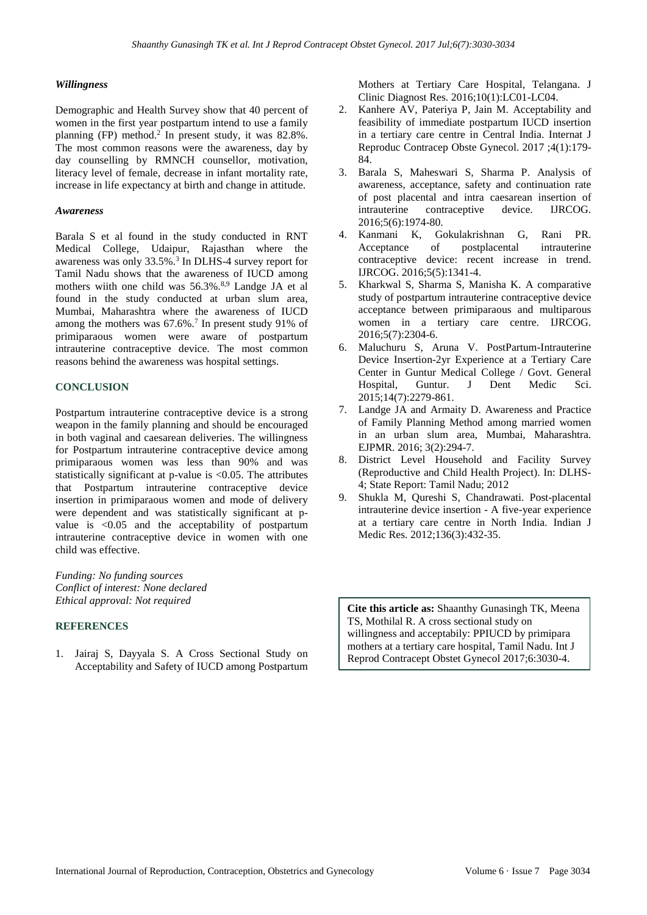### *Willingness*

Demographic and Health Survey show that 40 percent of women in the first year postpartum intend to use a family planning (FP) method.[2] In present study, it was 82.8%. The most common reasons were the awareness, day by day counselling by RMNCH counsellor, motivation, literacy level of female, decrease in infant mortality rate, increase in life expectancy at birth and change in attitude.

### *Awareness*

Barala S et al found in the study conducted in RNT Medical College, Udaipur, Rajasthan where the awareness was only 33.5%.[3] In DLHS-4 survey report for Tamil Nadu shows that the awareness of IUCD among mothers wiith one child was 56.3%.[8,9] Landge JA et al found in the study conducted at urban slum area, Mumbai, Maharashtra where the awareness of IUCD among the mothers was 67.6%.[7] In present study 91% of primiparaous women were aware of postpartum intrauterine contraceptive device. The most common reasons behind the awareness was hospital settings.

## CONCLUSION

Postpartum intrauterine contraceptive device is a strong weapon in the family planning and should be encouraged in both vaginal and caesarean deliveries. The willingness for Postpartum intrauterine contraceptive device among primiparaous women was less than 90% and was statistically significant at p-value is <0.05. The attributes that Postpartum intrauterine contraceptive device insertion in primiparaous women and mode of delivery were dependent and was statistically significant at p-value is <0.05 and the acceptability of postpartum intrauterine contraceptive device in women with one child was effective.

*Funding: No funding sources*
*Conflict of interest: None declared*
*Ethical approval: Not required*

## REFERENCES

1. Jairaj S, Dayyala S. A Cross Sectional Study on Acceptability and Safety of IUCD among Postpartum Mothers at Tertiary Care Hospital, Telangana. J Clinic Diagnost Res. 2016;10(1):LC01-LC04.
2. Kanhere AV, Pateriya P, Jain M. Acceptability and feasibility of immediate postpartum IUCD insertion in a tertiary care centre in Central India. Internat J Reproduc Contracep Obste Gynecol. 2017 ;4(1):179-84.
3. Barala S, Maheswari S, Sharma P. Analysis of awareness, acceptance, safety and continuation rate of post placental and intra caesarean insertion of intrauterine contraceptive device. IJRCOG. 2016;5(6):1974-80.
4. Kanmani K, Gokulakrishnan G, Rani PR. Acceptance of postplacental intrauterine contraceptive device: recent increase in trend. IJRCOG. 2016;5(5):1341-4.
5. Kharkwal S, Sharma S, Manisha K. A comparative study of postpartum intrauterine contraceptive device acceptance between primiparaous and multiparous women in a tertiary care centre. IJRCOG. 2016;5(7):2304-6.
6. Maluchuru S, Aruna V. PostPartum-Intrauterine Device Insertion-2yr Experience at a Tertiary Care Center in Guntur Medical College / Govt. General Hospital, Guntur. J Dent Medic Sci. 2015;14(7):2279-861.
7. Landge JA and Armaity D. Awareness and Practice of Family Planning Method among married women in an urban slum area, Mumbai, Maharashtra. EJPMR. 2016; 3(2):294-7.
8. District Level Household and Facility Survey (Reproductive and Child Health Project). In: DLHS-4; State Report: Tamil Nadu; 2012
9. Shukla M, Qureshi S, Chandrawati. Post-placental intrauterine device insertion - A five-year experience at a tertiary care centre in North India. Indian J Medic Res. 2012;136(3):432-35.

**Cite this article as:** Shaanthy Gunasingh TK, Meena TS, Mothilal R. A cross sectional study on willingness and acceptabily: PPIUCD by primipara mothers at a tertiary care hospital, Tamil Nadu. Int J Reprod Contracept Obstet Gynecol 2017;6:3030-4.